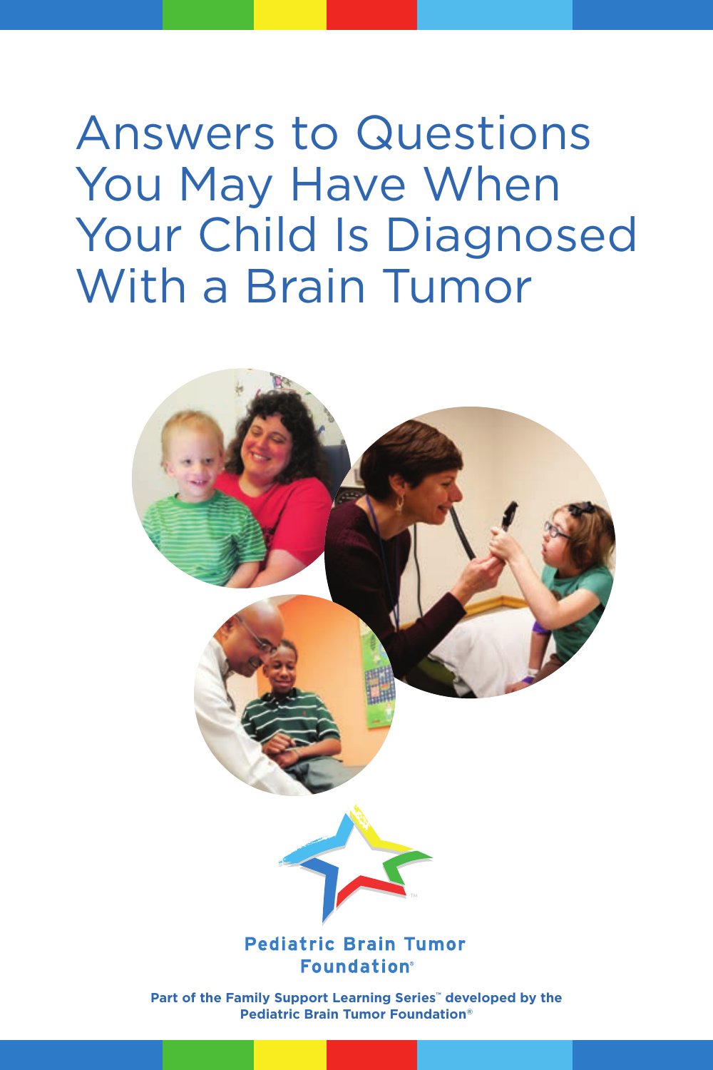# Answers to Questions You May Have When Your Child Is Diagnosed With a Brain Tumor

**Pediatric Brain Tumor Foundation®**

**Part of the Family Support Learning Series™ developed by the Pediatric Brain Tumor Foundation®**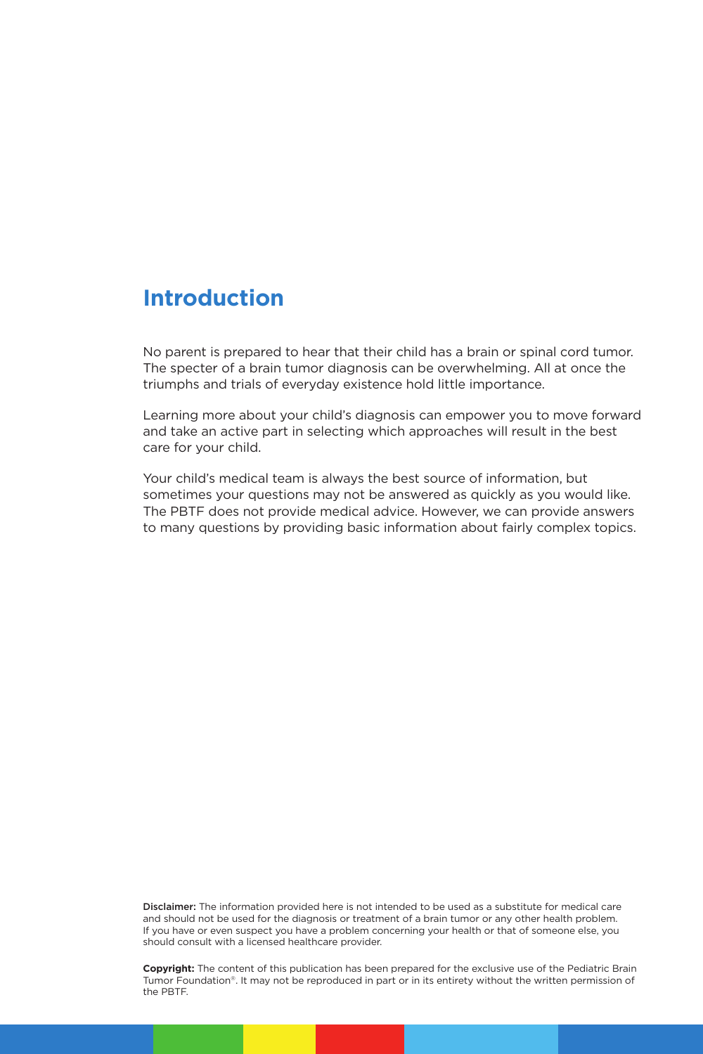## Introduction

No parent is prepared to hear that their child has a brain or spinal cord tumor. The specter of a brain tumor diagnosis can be overwhelming. All at once the triumphs and trials of everyday existence hold little importance.

Learning more about your child's diagnosis can empower you to move forward and take an active part in selecting which approaches will result in the best care for your child.

Your child's medical team is always the best source of information, but sometimes your questions may not be answered as quickly as you would like. The PBTF does not provide medical advice. However, we can provide answers to many questions by providing basic information about fairly complex topics.

**Disclaimer:** The information provided here is not intended to be used as a substitute for medical care and should not be used for the diagnosis or treatment of a brain tumor or any other health problem. If you have or even suspect you have a problem concerning your health or that of someone else, you should consult with a licensed healthcare provider.

**Copyright:** The content of this publication has been prepared for the exclusive use of the Pediatric Brain Tumor Foundation®. It may not be reproduced in part or in its entirety without the written permission of the PBTF.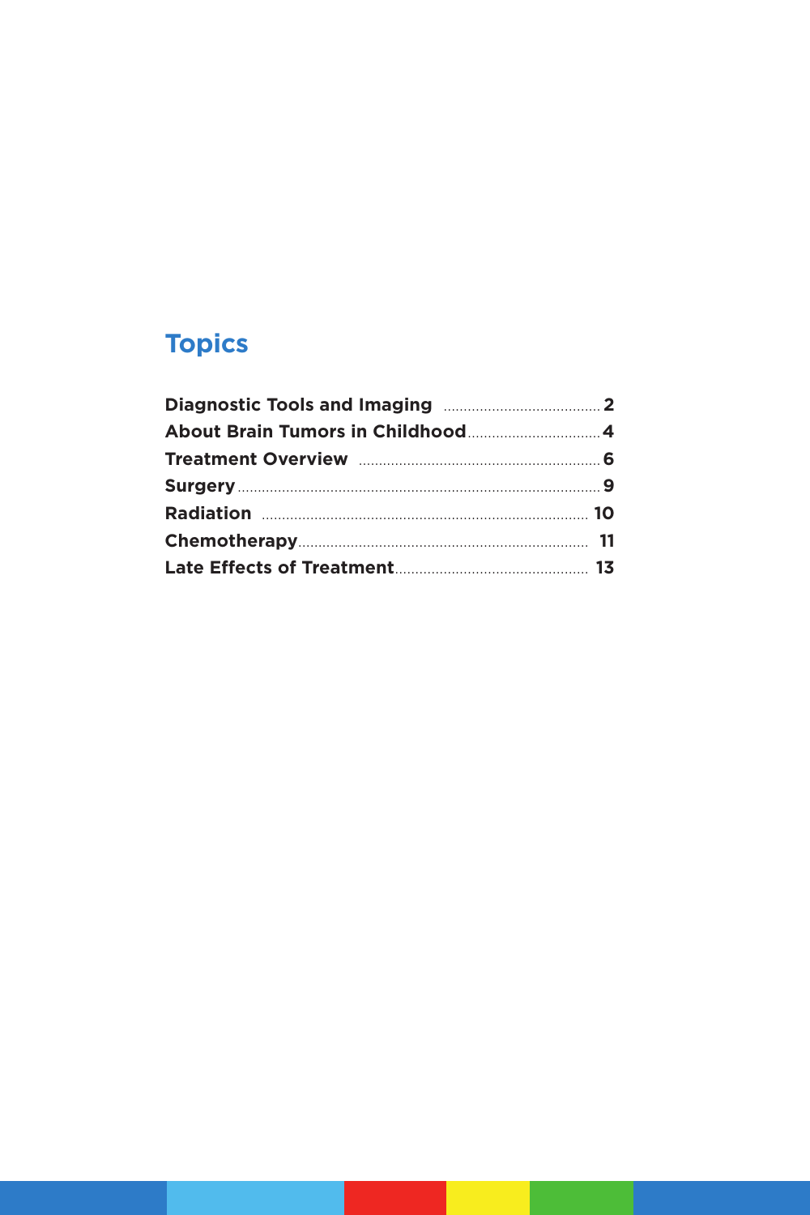## Topics

| | |
|---|---|
| **Diagnostic Tools and Imaging** | **2** |
| **About Brain Tumors in Childhood** | **4** |
| **Treatment Overview** | **6** |
| **Surgery** | **9** |
| **Radiation** | **10** |
| **Chemotherapy** | **11** |
| **Late Effects of Treatment** | **13** |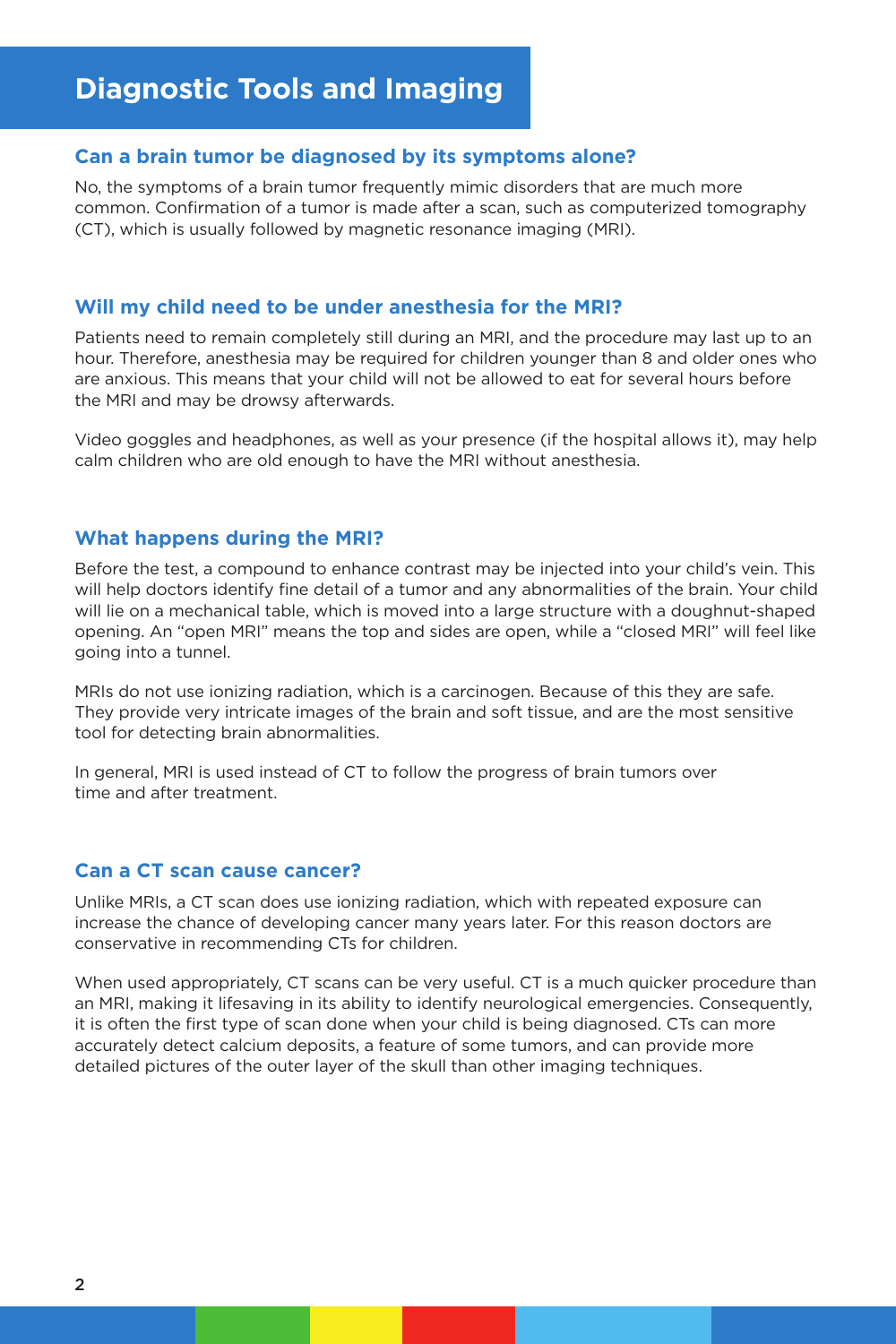# Diagnostic Tools and Imaging

### Can a brain tumor be diagnosed by its symptoms alone?

No, the symptoms of a brain tumor frequently mimic disorders that are much more common. Confirmation of a tumor is made after a scan, such as computerized tomography (CT), which is usually followed by magnetic resonance imaging (MRI).

### Will my child need to be under anesthesia for the MRI?

Patients need to remain completely still during an MRI, and the procedure may last up to an hour. Therefore, anesthesia may be required for children younger than 8 and older ones who are anxious. This means that your child will not be allowed to eat for several hours before the MRI and may be drowsy afterwards.

Video goggles and headphones, as well as your presence (if the hospital allows it), may help calm children who are old enough to have the MRI without anesthesia.

### What happens during the MRI?

Before the test, a compound to enhance contrast may be injected into your child's vein. This will help doctors identify fine detail of a tumor and any abnormalities of the brain. Your child will lie on a mechanical table, which is moved into a large structure with a doughnut-shaped opening. An "open MRI" means the top and sides are open, while a "closed MRI" will feel like going into a tunnel.

MRIs do not use ionizing radiation, which is a carcinogen. Because of this they are safe. They provide very intricate images of the brain and soft tissue, and are the most sensitive tool for detecting brain abnormalities.

In general, MRI is used instead of CT to follow the progress of brain tumors over time and after treatment.

### Can a CT scan cause cancer?

Unlike MRIs, a CT scan does use ionizing radiation, which with repeated exposure can increase the chance of developing cancer many years later. For this reason doctors are conservative in recommending CTs for children.

When used appropriately, CT scans can be very useful. CT is a much quicker procedure than an MRI, making it lifesaving in its ability to identify neurological emergencies. Consequently, it is often the first type of scan done when your child is being diagnosed. CTs can more accurately detect calcium deposits, a feature of some tumors, and can provide more detailed pictures of the outer layer of the skull than other imaging techniques.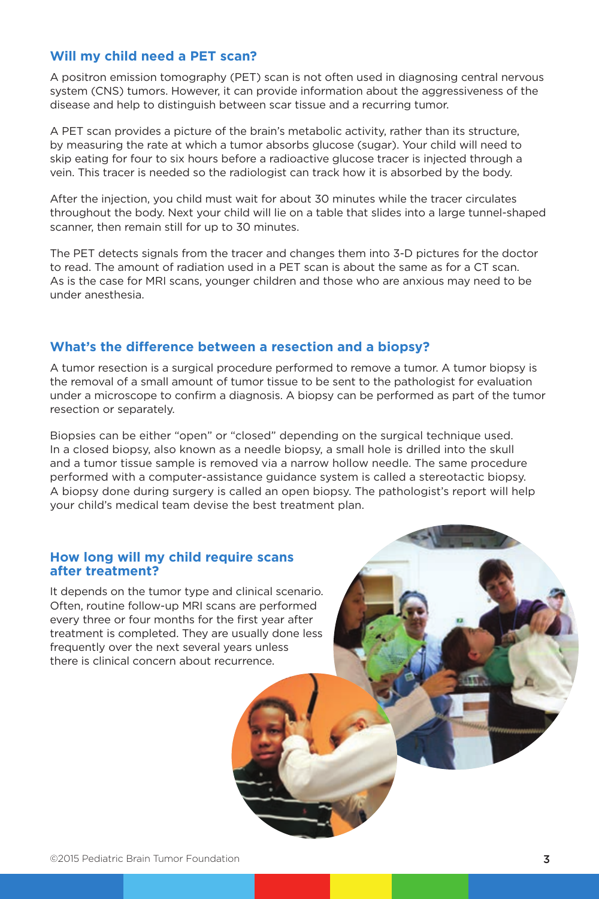## Will my child need a PET scan?

A positron emission tomography (PET) scan is not often used in diagnosing central nervous system (CNS) tumors. However, it can provide information about the aggressiveness of the disease and help to distinguish between scar tissue and a recurring tumor.

A PET scan provides a picture of the brain's metabolic activity, rather than its structure, by measuring the rate at which a tumor absorbs glucose (sugar). Your child will need to skip eating for four to six hours before a radioactive glucose tracer is injected through a vein. This tracer is needed so the radiologist can track how it is absorbed by the body.

After the injection, you child must wait for about 30 minutes while the tracer circulates throughout the body. Next your child will lie on a table that slides into a large tunnel-shaped scanner, then remain still for up to 30 minutes.

The PET detects signals from the tracer and changes them into 3-D pictures for the doctor to read. The amount of radiation used in a PET scan is about the same as for a CT scan. As is the case for MRI scans, younger children and those who are anxious may need to be under anesthesia.

## What's the difference between a resection and a biopsy?

A tumor resection is a surgical procedure performed to remove a tumor. A tumor biopsy is the removal of a small amount of tumor tissue to be sent to the pathologist for evaluation under a microscope to confirm a diagnosis. A biopsy can be performed as part of the tumor resection or separately.

Biopsies can be either "open" or "closed" depending on the surgical technique used. In a closed biopsy, also known as a needle biopsy, a small hole is drilled into the skull and a tumor tissue sample is removed via a narrow hollow needle. The same procedure performed with a computer-assistance guidance system is called a stereotactic biopsy. A biopsy done during surgery is called an open biopsy. The pathologist's report will help your child's medical team devise the best treatment plan.

## How long will my child require scans after treatment?

It depends on the tumor type and clinical scenario. Often, routine follow-up MRI scans are performed every three or four months for the first year after treatment is completed. They are usually done less frequently over the next several years unless there is clinical concern about recurrence.

©2015 Pediatric Brain Tumor Foundation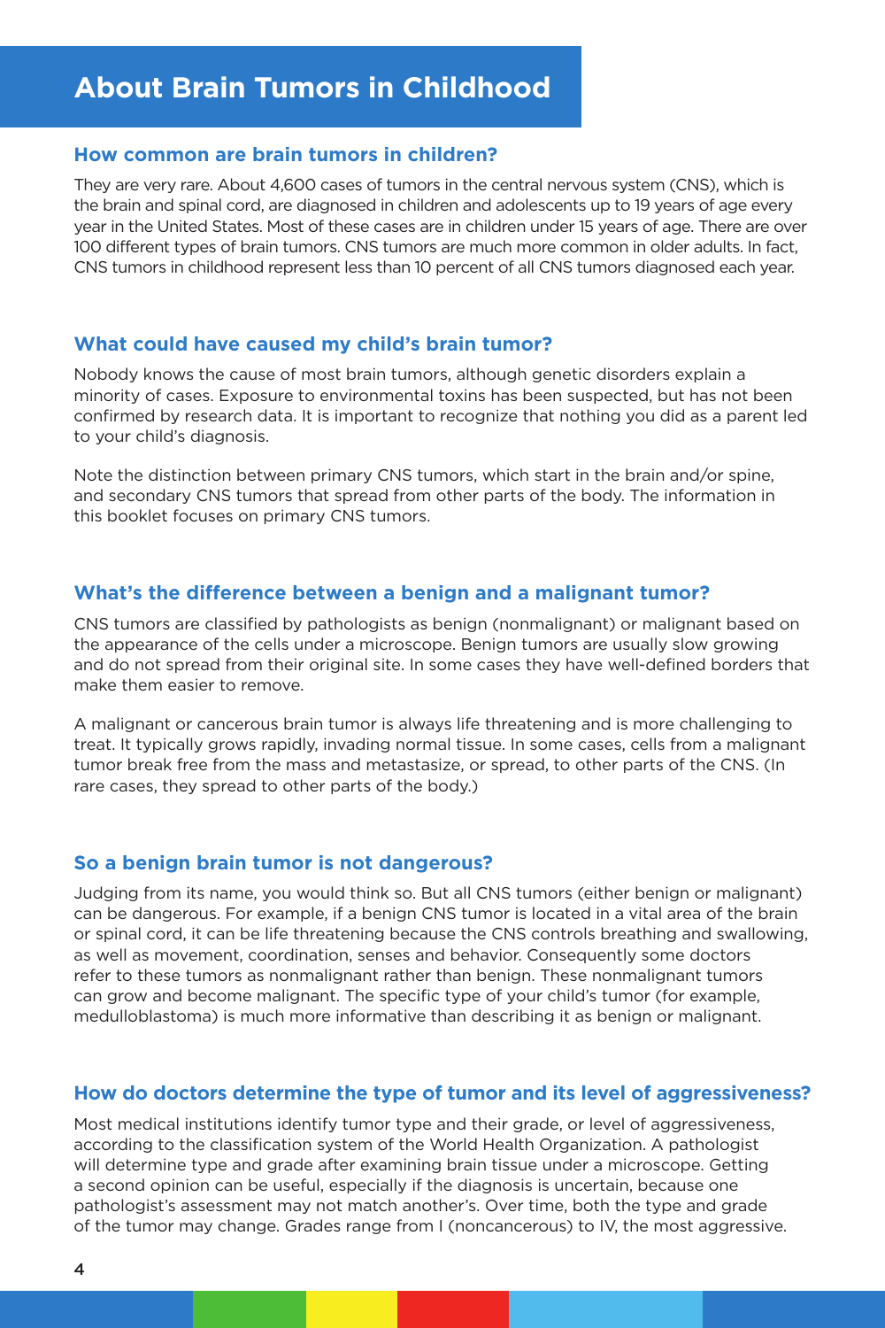# About Brain Tumors in Childhood

## How common are brain tumors in children?

They are very rare. About 4,600 cases of tumors in the central nervous system (CNS), which is the brain and spinal cord, are diagnosed in children and adolescents up to 19 years of age every year in the United States. Most of these cases are in children under 15 years of age. There are over 100 different types of brain tumors. CNS tumors are much more common in older adults. In fact, CNS tumors in childhood represent less than 10 percent of all CNS tumors diagnosed each year.

## What could have caused my child's brain tumor?

Nobody knows the cause of most brain tumors, although genetic disorders explain a minority of cases. Exposure to environmental toxins has been suspected, but has not been confirmed by research data. It is important to recognize that nothing you did as a parent led to your child's diagnosis.

Note the distinction between primary CNS tumors, which start in the brain and/or spine, and secondary CNS tumors that spread from other parts of the body. The information in this booklet focuses on primary CNS tumors.

## What's the difference between a benign and a malignant tumor?

CNS tumors are classified by pathologists as benign (nonmalignant) or malignant based on the appearance of the cells under a microscope. Benign tumors are usually slow growing and do not spread from their original site. In some cases they have well-defined borders that make them easier to remove.

A malignant or cancerous brain tumor is always life threatening and is more challenging to treat. It typically grows rapidly, invading normal tissue. In some cases, cells from a malignant tumor break free from the mass and metastasize, or spread, to other parts of the CNS. (In rare cases, they spread to other parts of the body.)

## So a benign brain tumor is not dangerous?

Judging from its name, you would think so. But all CNS tumors (either benign or malignant) can be dangerous. For example, if a benign CNS tumor is located in a vital area of the brain or spinal cord, it can be life threatening because the CNS controls breathing and swallowing, as well as movement, coordination, senses and behavior. Consequently some doctors refer to these tumors as nonmalignant rather than benign. These nonmalignant tumors can grow and become malignant. The specific type of your child's tumor (for example, medulloblastoma) is much more informative than describing it as benign or malignant.

## How do doctors determine the type of tumor and its level of aggressiveness?

Most medical institutions identify tumor type and their grade, or level of aggressiveness, according to the classification system of the World Health Organization. A pathologist will determine type and grade after examining brain tissue under a microscope. Getting a second opinion can be useful, especially if the diagnosis is uncertain, because one pathologist's assessment may not match another's. Over time, both the type and grade of the tumor may change. Grades range from I (noncancerous) to IV, the most aggressive.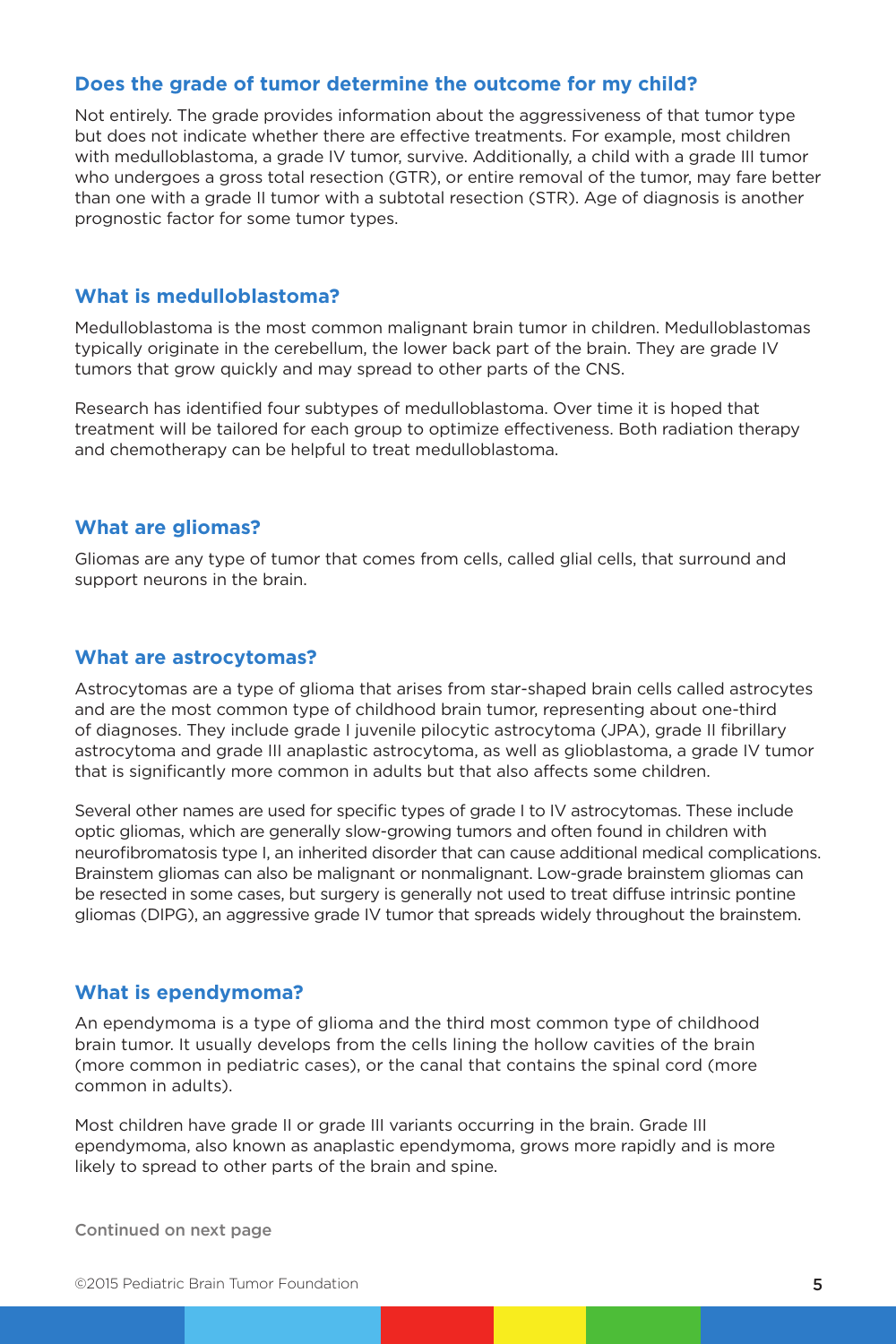### Does the grade of tumor determine the outcome for my child?

Not entirely. The grade provides information about the aggressiveness of that tumor type but does not indicate whether there are effective treatments. For example, most children with medulloblastoma, a grade IV tumor, survive. Additionally, a child with a grade III tumor who undergoes a gross total resection (GTR), or entire removal of the tumor, may fare better than one with a grade II tumor with a subtotal resection (STR). Age of diagnosis is another prognostic factor for some tumor types.

### What is medulloblastoma?

Medulloblastoma is the most common malignant brain tumor in children. Medulloblastomas typically originate in the cerebellum, the lower back part of the brain. They are grade IV tumors that grow quickly and may spread to other parts of the CNS.

Research has identified four subtypes of medulloblastoma. Over time it is hoped that treatment will be tailored for each group to optimize effectiveness. Both radiation therapy and chemotherapy can be helpful to treat medulloblastoma.

### What are gliomas?

Gliomas are any type of tumor that comes from cells, called glial cells, that surround and support neurons in the brain.

### What are astrocytomas?

Astrocytomas are a type of glioma that arises from star-shaped brain cells called astrocytes and are the most common type of childhood brain tumor, representing about one-third of diagnoses. They include grade I juvenile pilocytic astrocytoma (JPA), grade II fibrillary astrocytoma and grade III anaplastic astrocytoma, as well as glioblastoma, a grade IV tumor that is significantly more common in adults but that also affects some children.

Several other names are used for specific types of grade I to IV astrocytomas. These include optic gliomas, which are generally slow-growing tumors and often found in children with neurofibromatosis type I, an inherited disorder that can cause additional medical complications. Brainstem gliomas can also be malignant or nonmalignant. Low-grade brainstem gliomas can be resected in some cases, but surgery is generally not used to treat diffuse intrinsic pontine gliomas (DIPG), an aggressive grade IV tumor that spreads widely throughout the brainstem.

### What is ependymoma?

An ependymoma is a type of glioma and the third most common type of childhood brain tumor. It usually develops from the cells lining the hollow cavities of the brain (more common in pediatric cases), or the canal that contains the spinal cord (more common in adults).

Most children have grade II or grade III variants occurring in the brain. Grade III ependymoma, also known as anaplastic ependymoma, grows more rapidly and is more likely to spread to other parts of the brain and spine.

Continued on next page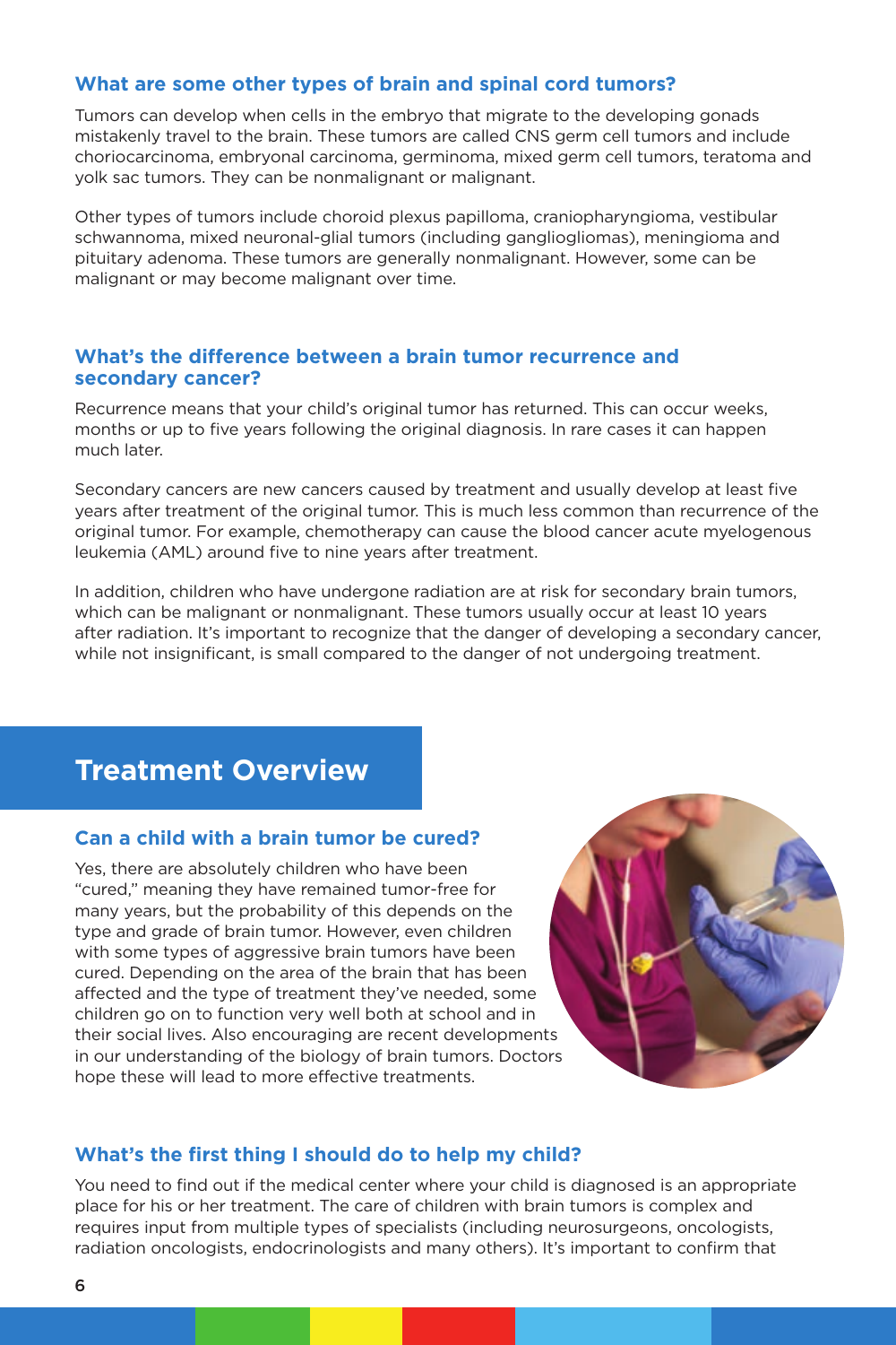### What are some other types of brain and spinal cord tumors?

Tumors can develop when cells in the embryo that migrate to the developing gonads mistakenly travel to the brain. These tumors are called CNS germ cell tumors and include choriocarcinoma, embryonal carcinoma, germinoma, mixed germ cell tumors, teratoma and yolk sac tumors. They can be nonmalignant or malignant.

Other types of tumors include choroid plexus papilloma, craniopharyngioma, vestibular schwannoma, mixed neuronal-glial tumors (including gangliogliomas), meningioma and pituitary adenoma. These tumors are generally nonmalignant. However, some can be malignant or may become malignant over time.

### What's the difference between a brain tumor recurrence and secondary cancer?

Recurrence means that your child's original tumor has returned. This can occur weeks, months or up to five years following the original diagnosis. In rare cases it can happen much later.

Secondary cancers are new cancers caused by treatment and usually develop at least five years after treatment of the original tumor. This is much less common than recurrence of the original tumor. For example, chemotherapy can cause the blood cancer acute myelogenous leukemia (AML) around five to nine years after treatment.

In addition, children who have undergone radiation are at risk for secondary brain tumors, which can be malignant or nonmalignant. These tumors usually occur at least 10 years after radiation. It's important to recognize that the danger of developing a secondary cancer, while not insignificant, is small compared to the danger of not undergoing treatment.

## Treatment Overview

### Can a child with a brain tumor be cured?

Yes, there are absolutely children who have been "cured," meaning they have remained tumor-free for many years, but the probability of this depends on the type and grade of brain tumor. However, even children with some types of aggressive brain tumors have been cured. Depending on the area of the brain that has been affected and the type of treatment they've needed, some children go on to function very well both at school and in their social lives. Also encouraging are recent developments in our understanding of the biology of brain tumors. Doctors hope these will lead to more effective treatments.

### What's the first thing I should do to help my child?

You need to find out if the medical center where your child is diagnosed is an appropriate place for his or her treatment. The care of children with brain tumors is complex and requires input from multiple types of specialists (including neurosurgeons, oncologists, radiation oncologists, endocrinologists and many others). It's important to confirm that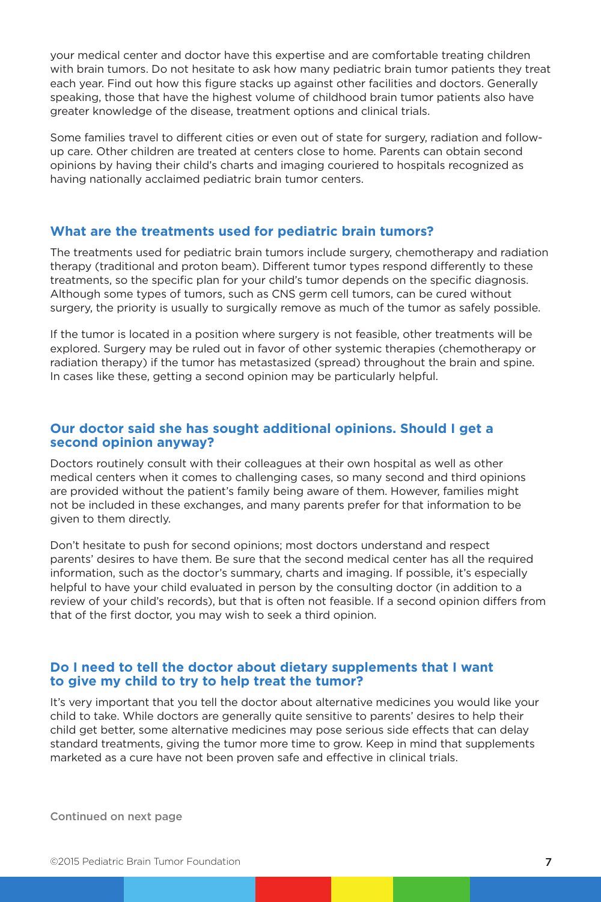your medical center and doctor have this expertise and are comfortable treating children with brain tumors. Do not hesitate to ask how many pediatric brain tumor patients they treat each year. Find out how this figure stacks up against other facilities and doctors. Generally speaking, those that have the highest volume of childhood brain tumor patients also have greater knowledge of the disease, treatment options and clinical trials.

Some families travel to different cities or even out of state for surgery, radiation and follow-up care. Other children are treated at centers close to home. Parents can obtain second opinions by having their child's charts and imaging couriered to hospitals recognized as having nationally acclaimed pediatric brain tumor centers.

## What are the treatments used for pediatric brain tumors?

The treatments used for pediatric brain tumors include surgery, chemotherapy and radiation therapy (traditional and proton beam). Different tumor types respond differently to these treatments, so the specific plan for your child's tumor depends on the specific diagnosis. Although some types of tumors, such as CNS germ cell tumors, can be cured without surgery, the priority is usually to surgically remove as much of the tumor as safely possible.

If the tumor is located in a position where surgery is not feasible, other treatments will be explored. Surgery may be ruled out in favor of other systemic therapies (chemotherapy or radiation therapy) if the tumor has metastasized (spread) throughout the brain and spine. In cases like these, getting a second opinion may be particularly helpful.

## Our doctor said she has sought additional opinions. Should I get a second opinion anyway?

Doctors routinely consult with their colleagues at their own hospital as well as other medical centers when it comes to challenging cases, so many second and third opinions are provided without the patient's family being aware of them. However, families might not be included in these exchanges, and many parents prefer for that information to be given to them directly.

Don't hesitate to push for second opinions; most doctors understand and respect parents' desires to have them. Be sure that the second medical center has all the required information, such as the doctor's summary, charts and imaging. If possible, it's especially helpful to have your child evaluated in person by the consulting doctor (in addition to a review of your child's records), but that is often not feasible. If a second opinion differs from that of the first doctor, you may wish to seek a third opinion.

## Do I need to tell the doctor about dietary supplements that I want to give my child to try to help treat the tumor?

It's very important that you tell the doctor about alternative medicines you would like your child to take. While doctors are generally quite sensitive to parents' desires to help their child get better, some alternative medicines may pose serious side effects that can delay standard treatments, giving the tumor more time to grow. Keep in mind that supplements marketed as a cure have not been proven safe and effective in clinical trials.

Continued on next page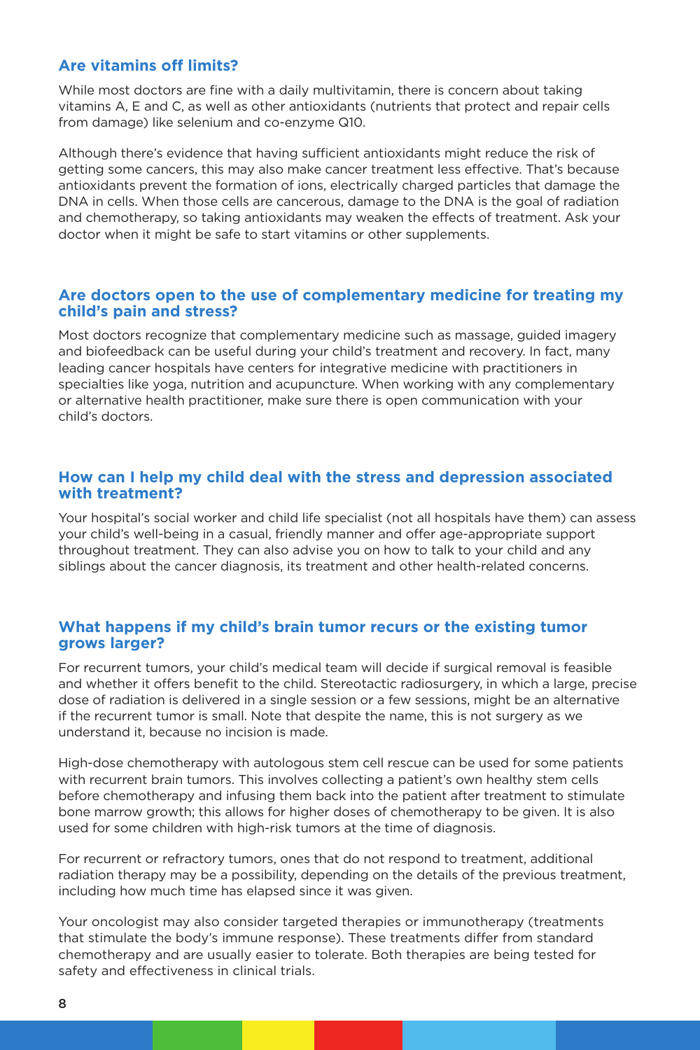## Are vitamins off limits?

While most doctors are fine with a daily multivitamin, there is concern about taking vitamins A, E and C, as well as other antioxidants (nutrients that protect and repair cells from damage) like selenium and co-enzyme Q10.

Although there's evidence that having sufficient antioxidants might reduce the risk of getting some cancers, this may also make cancer treatment less effective. That's because antioxidants prevent the formation of ions, electrically charged particles that damage the DNA in cells. When those cells are cancerous, damage to the DNA is the goal of radiation and chemotherapy, so taking antioxidants may weaken the effects of treatment. Ask your doctor when it might be safe to start vitamins or other supplements.

## Are doctors open to the use of complementary medicine for treating my child's pain and stress?

Most doctors recognize that complementary medicine such as massage, guided imagery and biofeedback can be useful during your child's treatment and recovery. In fact, many leading cancer hospitals have centers for integrative medicine with practitioners in specialties like yoga, nutrition and acupuncture. When working with any complementary or alternative health practitioner, make sure there is open communication with your child's doctors.

## How can I help my child deal with the stress and depression associated with treatment?

Your hospital's social worker and child life specialist (not all hospitals have them) can assess your child's well-being in a casual, friendly manner and offer age-appropriate support throughout treatment. They can also advise you on how to talk to your child and any siblings about the cancer diagnosis, its treatment and other health-related concerns.

## What happens if my child's brain tumor recurs or the existing tumor grows larger?

For recurrent tumors, your child's medical team will decide if surgical removal is feasible and whether it offers benefit to the child. Stereotactic radiosurgery, in which a large, precise dose of radiation is delivered in a single session or a few sessions, might be an alternative if the recurrent tumor is small. Note that despite the name, this is not surgery as we understand it, because no incision is made.

High-dose chemotherapy with autologous stem cell rescue can be used for some patients with recurrent brain tumors. This involves collecting a patient's own healthy stem cells before chemotherapy and infusing them back into the patient after treatment to stimulate bone marrow growth; this allows for higher doses of chemotherapy to be given. It is also used for some children with high-risk tumors at the time of diagnosis.

For recurrent or refractory tumors, ones that do not respond to treatment, additional radiation therapy may be a possibility, depending on the details of the previous treatment, including how much time has elapsed since it was given.

Your oncologist may also consider targeted therapies or immunotherapy (treatments that stimulate the body's immune response). These treatments differ from standard chemotherapy and are usually easier to tolerate. Both therapies are being tested for safety and effectiveness in clinical trials.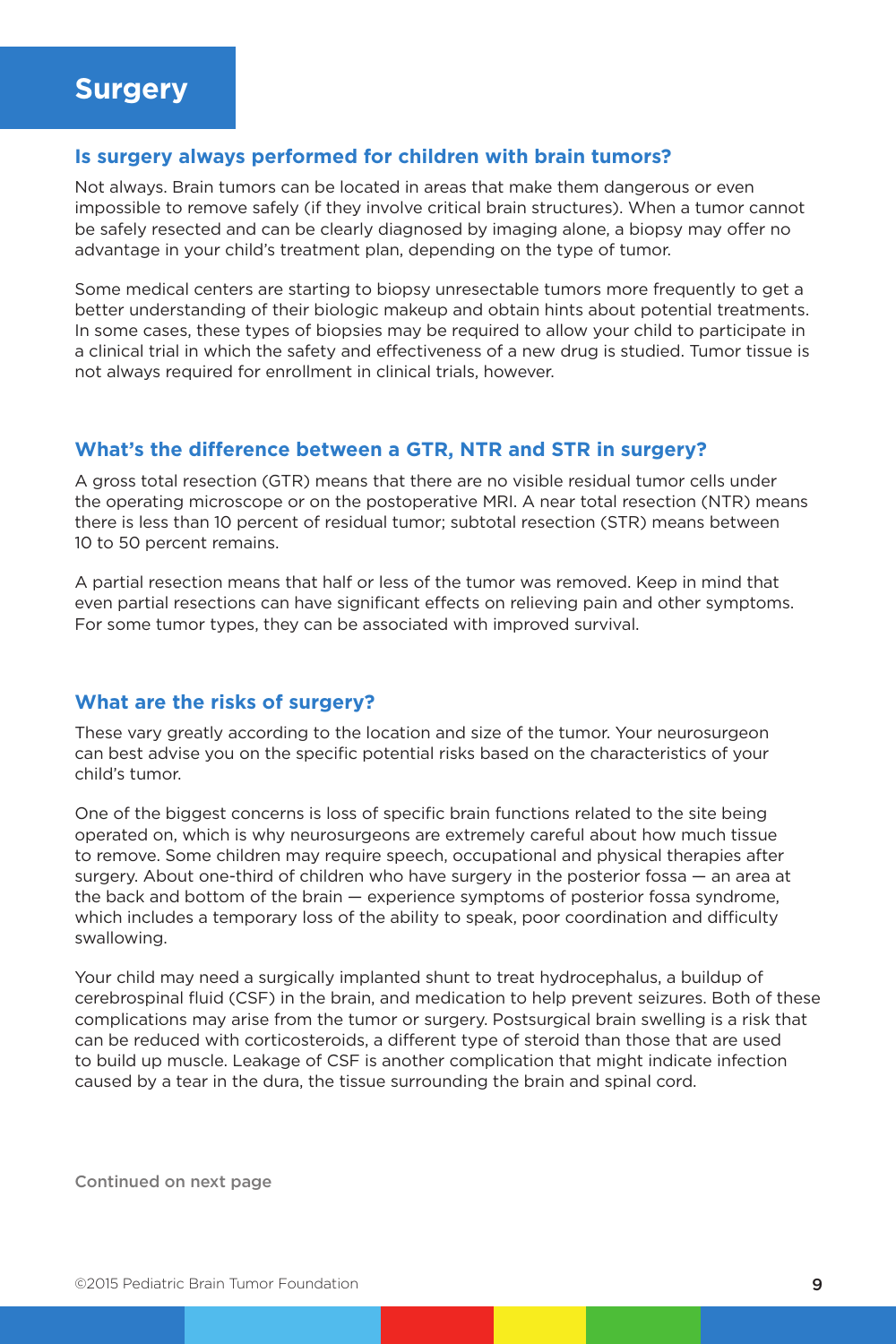# Surgery

## Is surgery always performed for children with brain tumors?

Not always. Brain tumors can be located in areas that make them dangerous or even impossible to remove safely (if they involve critical brain structures). When a tumor cannot be safely resected and can be clearly diagnosed by imaging alone, a biopsy may offer no advantage in your child's treatment plan, depending on the type of tumor.

Some medical centers are starting to biopsy unresectable tumors more frequently to get a better understanding of their biologic makeup and obtain hints about potential treatments. In some cases, these types of biopsies may be required to allow your child to participate in a clinical trial in which the safety and effectiveness of a new drug is studied. Tumor tissue is not always required for enrollment in clinical trials, however.

## What's the difference between a GTR, NTR and STR in surgery?

A gross total resection (GTR) means that there are no visible residual tumor cells under the operating microscope or on the postoperative MRI. A near total resection (NTR) means there is less than 10 percent of residual tumor; subtotal resection (STR) means between 10 to 50 percent remains.

A partial resection means that half or less of the tumor was removed. Keep in mind that even partial resections can have significant effects on relieving pain and other symptoms. For some tumor types, they can be associated with improved survival.

## What are the risks of surgery?

These vary greatly according to the location and size of the tumor. Your neurosurgeon can best advise you on the specific potential risks based on the characteristics of your child's tumor.

One of the biggest concerns is loss of specific brain functions related to the site being operated on, which is why neurosurgeons are extremely careful about how much tissue to remove. Some children may require speech, occupational and physical therapies after surgery. About one-third of children who have surgery in the posterior fossa — an area at the back and bottom of the brain — experience symptoms of posterior fossa syndrome, which includes a temporary loss of the ability to speak, poor coordination and difficulty swallowing.

Your child may need a surgically implanted shunt to treat hydrocephalus, a buildup of cerebrospinal fluid (CSF) in the brain, and medication to help prevent seizures. Both of these complications may arise from the tumor or surgery. Postsurgical brain swelling is a risk that can be reduced with corticosteroids, a different type of steroid than those that are used to build up muscle. Leakage of CSF is another complication that might indicate infection caused by a tear in the dura, the tissue surrounding the brain and spinal cord.

Continued on next page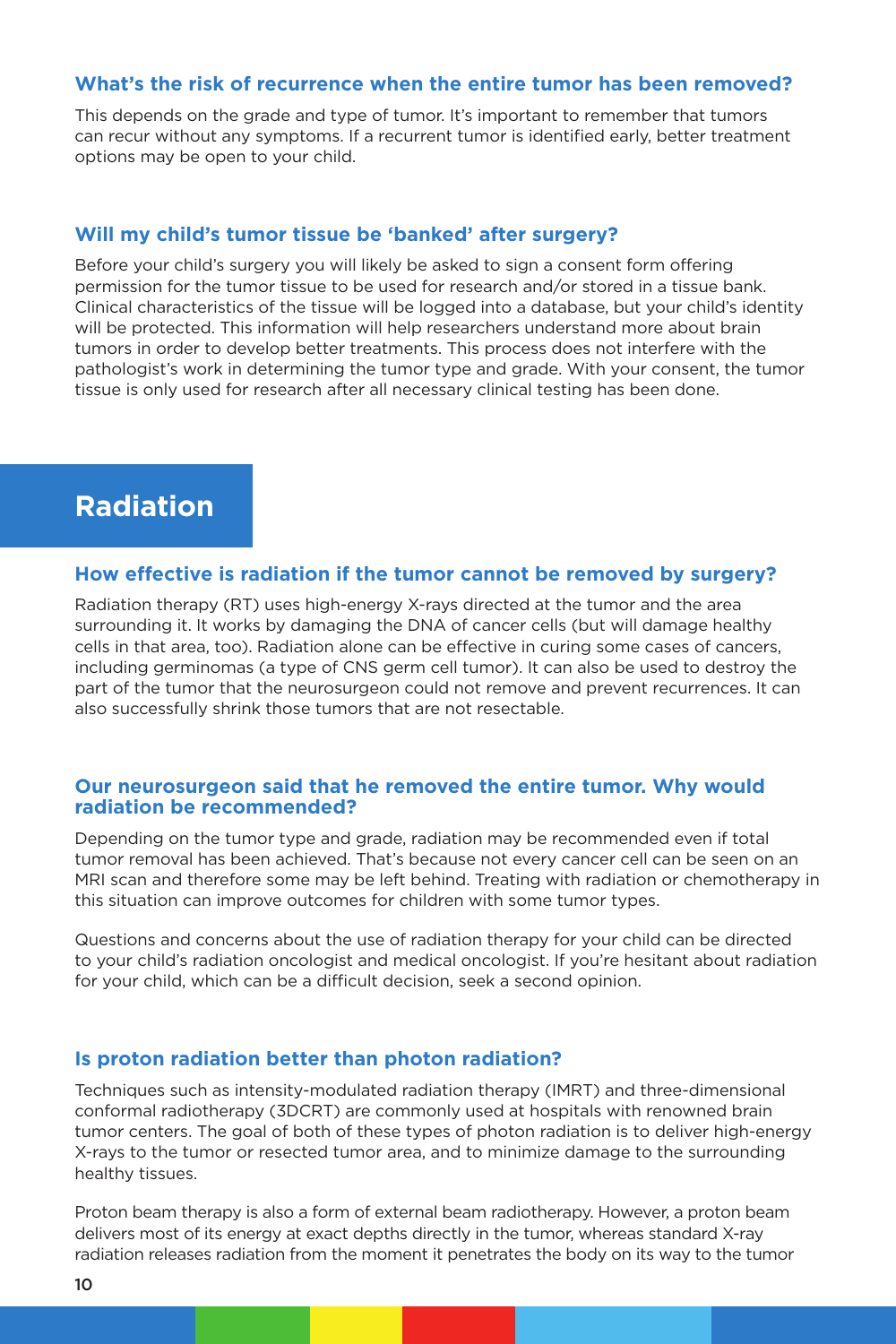### What's the risk of recurrence when the entire tumor has been removed?

This depends on the grade and type of tumor. It's important to remember that tumors can recur without any symptoms. If a recurrent tumor is identified early, better treatment options may be open to your child.

### Will my child's tumor tissue be 'banked' after surgery?

Before your child's surgery you will likely be asked to sign a consent form offering permission for the tumor tissue to be used for research and/or stored in a tissue bank. Clinical characteristics of the tissue will be logged into a database, but your child's identity will be protected. This information will help researchers understand more about brain tumors in order to develop better treatments. This process does not interfere with the pathologist's work in determining the tumor type and grade. With your consent, the tumor tissue is only used for research after all necessary clinical testing has been done.

## Radiation

### How effective is radiation if the tumor cannot be removed by surgery?

Radiation therapy (RT) uses high-energy X-rays directed at the tumor and the area surrounding it. It works by damaging the DNA of cancer cells (but will damage healthy cells in that area, too). Radiation alone can be effective in curing some cases of cancers, including germinomas (a type of CNS germ cell tumor). It can also be used to destroy the part of the tumor that the neurosurgeon could not remove and prevent recurrences. It can also successfully shrink those tumors that are not resectable.

### Our neurosurgeon said that he removed the entire tumor. Why would radiation be recommended?

Depending on the tumor type and grade, radiation may be recommended even if total tumor removal has been achieved. That's because not every cancer cell can be seen on an MRI scan and therefore some may be left behind. Treating with radiation or chemotherapy in this situation can improve outcomes for children with some tumor types.

Questions and concerns about the use of radiation therapy for your child can be directed to your child's radiation oncologist and medical oncologist. If you're hesitant about radiation for your child, which can be a difficult decision, seek a second opinion.

### Is proton radiation better than photon radiation?

Techniques such as intensity-modulated radiation therapy (IMRT) and three-dimensional conformal radiotherapy (3DCRT) are commonly used at hospitals with renowned brain tumor centers. The goal of both of these types of photon radiation is to deliver high-energy X-rays to the tumor or resected tumor area, and to minimize damage to the surrounding healthy tissues.

Proton beam therapy is also a form of external beam radiotherapy. However, a proton beam delivers most of its energy at exact depths directly in the tumor, whereas standard X-ray radiation releases radiation from the moment it penetrates the body on its way to the tumor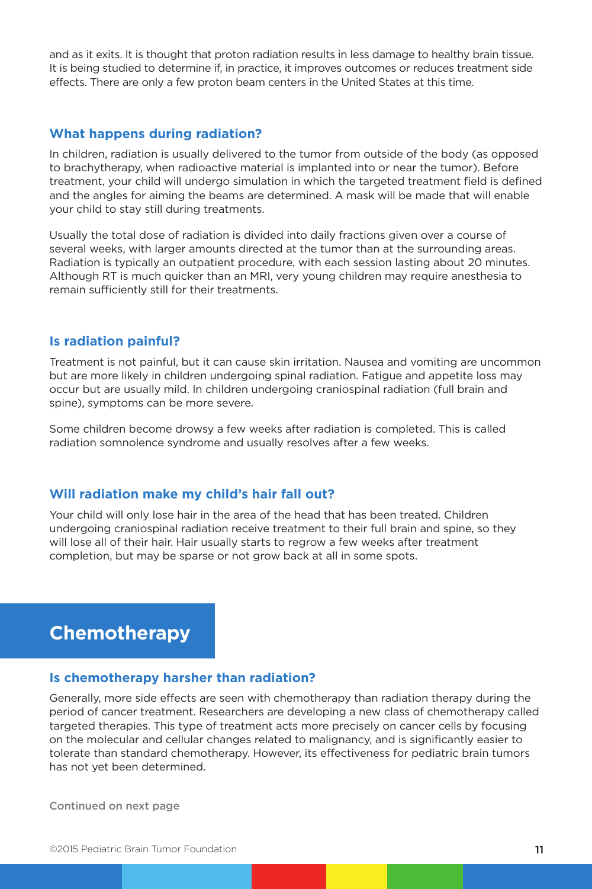and as it exits. It is thought that proton radiation results in less damage to healthy brain tissue. It is being studied to determine if, in practice, it improves outcomes or reduces treatment side effects. There are only a few proton beam centers in the United States at this time.

### What happens during radiation?

In children, radiation is usually delivered to the tumor from outside of the body (as opposed to brachytherapy, when radioactive material is implanted into or near the tumor). Before treatment, your child will undergo simulation in which the targeted treatment field is defined and the angles for aiming the beams are determined. A mask will be made that will enable your child to stay still during treatments.

Usually the total dose of radiation is divided into daily fractions given over a course of several weeks, with larger amounts directed at the tumor than at the surrounding areas. Radiation is typically an outpatient procedure, with each session lasting about 20 minutes. Although RT is much quicker than an MRI, very young children may require anesthesia to remain sufficiently still for their treatments.

### Is radiation painful?

Treatment is not painful, but it can cause skin irritation. Nausea and vomiting are uncommon but are more likely in children undergoing spinal radiation. Fatigue and appetite loss may occur but are usually mild. In children undergoing craniospinal radiation (full brain and spine), symptoms can be more severe.

Some children become drowsy a few weeks after radiation is completed. This is called radiation somnolence syndrome and usually resolves after a few weeks.

### Will radiation make my child's hair fall out?

Your child will only lose hair in the area of the head that has been treated. Children undergoing craniospinal radiation receive treatment to their full brain and spine, so they will lose all of their hair. Hair usually starts to regrow a few weeks after treatment completion, but may be sparse or not grow back at all in some spots.

## Chemotherapy

### Is chemotherapy harsher than radiation?

Generally, more side effects are seen with chemotherapy than radiation therapy during the period of cancer treatment. Researchers are developing a new class of chemotherapy called targeted therapies. This type of treatment acts more precisely on cancer cells by focusing on the molecular and cellular changes related to malignancy, and is significantly easier to tolerate than standard chemotherapy. However, its effectiveness for pediatric brain tumors has not yet been determined.

Continued on next page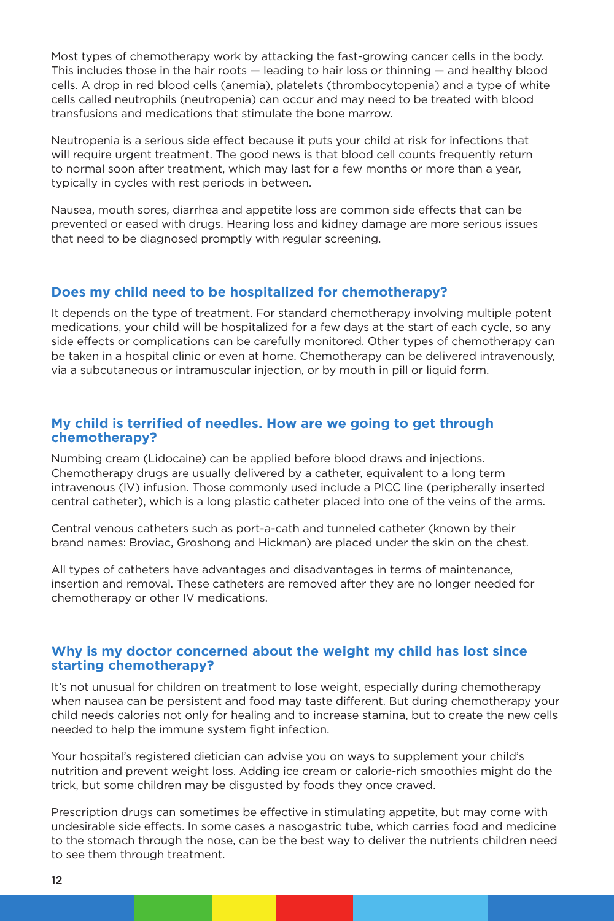Most types of chemotherapy work by attacking the fast-growing cancer cells in the body. This includes those in the hair roots — leading to hair loss or thinning — and healthy blood cells. A drop in red blood cells (anemia), platelets (thrombocytopenia) and a type of white cells called neutrophils (neutropenia) can occur and may need to be treated with blood transfusions and medications that stimulate the bone marrow.

Neutropenia is a serious side effect because it puts your child at risk for infections that will require urgent treatment. The good news is that blood cell counts frequently return to normal soon after treatment, which may last for a few months or more than a year, typically in cycles with rest periods in between.

Nausea, mouth sores, diarrhea and appetite loss are common side effects that can be prevented or eased with drugs. Hearing loss and kidney damage are more serious issues that need to be diagnosed promptly with regular screening.

## Does my child need to be hospitalized for chemotherapy?

It depends on the type of treatment. For standard chemotherapy involving multiple potent medications, your child will be hospitalized for a few days at the start of each cycle, so any side effects or complications can be carefully monitored. Other types of chemotherapy can be taken in a hospital clinic or even at home. Chemotherapy can be delivered intravenously, via a subcutaneous or intramuscular injection, or by mouth in pill or liquid form.

## My child is terrified of needles. How are we going to get through chemotherapy?

Numbing cream (Lidocaine) can be applied before blood draws and injections. Chemotherapy drugs are usually delivered by a catheter, equivalent to a long term intravenous (IV) infusion. Those commonly used include a PICC line (peripherally inserted central catheter), which is a long plastic catheter placed into one of the veins of the arms.

Central venous catheters such as port-a-cath and tunneled catheter (known by their brand names: Broviac, Groshong and Hickman) are placed under the skin on the chest.

All types of catheters have advantages and disadvantages in terms of maintenance, insertion and removal. These catheters are removed after they are no longer needed for chemotherapy or other IV medications.

## Why is my doctor concerned about the weight my child has lost since starting chemotherapy?

It's not unusual for children on treatment to lose weight, especially during chemotherapy when nausea can be persistent and food may taste different. But during chemotherapy your child needs calories not only for healing and to increase stamina, but to create the new cells needed to help the immune system fight infection.

Your hospital's registered dietician can advise you on ways to supplement your child's nutrition and prevent weight loss. Adding ice cream or calorie-rich smoothies might do the trick, but some children may be disgusted by foods they once craved.

Prescription drugs can sometimes be effective in stimulating appetite, but may come with undesirable side effects. In some cases a nasogastric tube, which carries food and medicine to the stomach through the nose, can be the best way to deliver the nutrients children need to see them through treatment.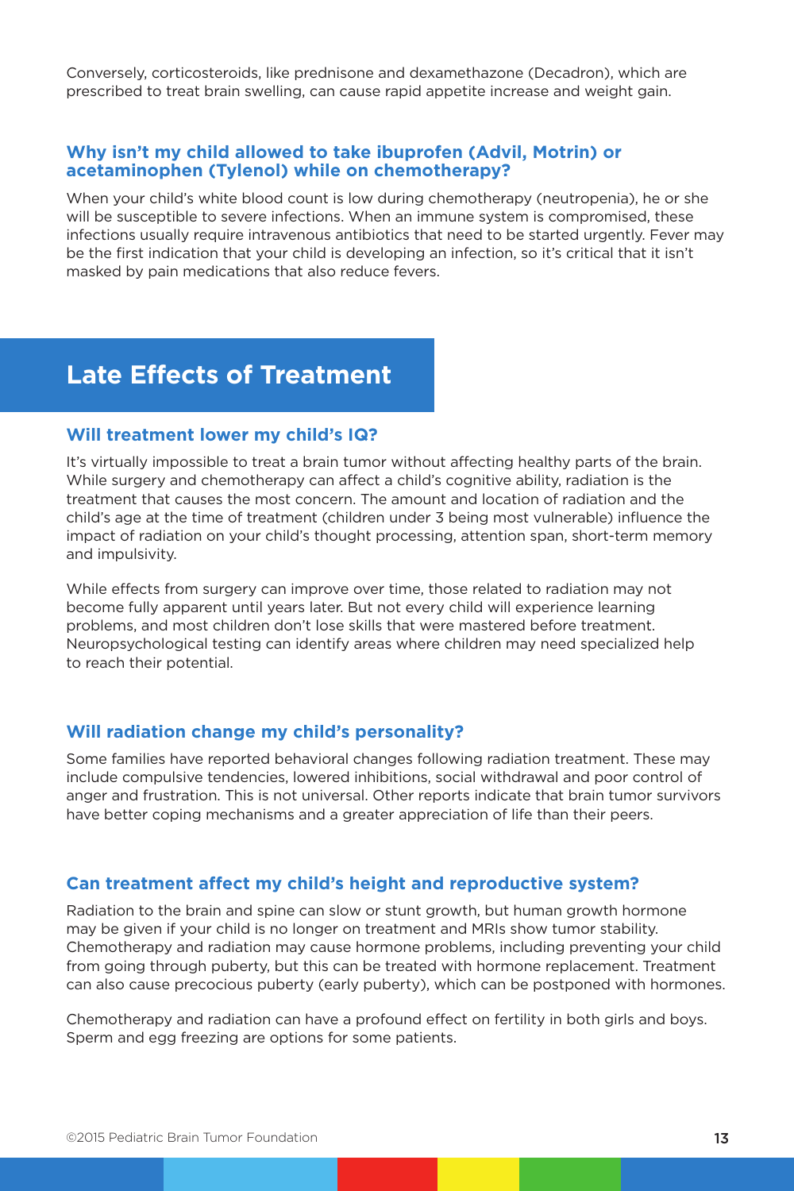Conversely, corticosteroids, like prednisone and dexamethazone (Decadron), which are prescribed to treat brain swelling, can cause rapid appetite increase and weight gain.

### Why isn't my child allowed to take ibuprofen (Advil, Motrin) or acetaminophen (Tylenol) while on chemotherapy?

When your child's white blood count is low during chemotherapy (neutropenia), he or she will be susceptible to severe infections. When an immune system is compromised, these infections usually require intravenous antibiotics that need to be started urgently. Fever may be the first indication that your child is developing an infection, so it's critical that it isn't masked by pain medications that also reduce fevers.

## Late Effects of Treatment

### Will treatment lower my child's IQ?

It's virtually impossible to treat a brain tumor without affecting healthy parts of the brain. While surgery and chemotherapy can affect a child's cognitive ability, radiation is the treatment that causes the most concern. The amount and location of radiation and the child's age at the time of treatment (children under 3 being most vulnerable) influence the impact of radiation on your child's thought processing, attention span, short-term memory and impulsivity.

While effects from surgery can improve over time, those related to radiation may not become fully apparent until years later. But not every child will experience learning problems, and most children don't lose skills that were mastered before treatment. Neuropsychological testing can identify areas where children may need specialized help to reach their potential.

### Will radiation change my child's personality?

Some families have reported behavioral changes following radiation treatment. These may include compulsive tendencies, lowered inhibitions, social withdrawal and poor control of anger and frustration. This is not universal. Other reports indicate that brain tumor survivors have better coping mechanisms and a greater appreciation of life than their peers.

### Can treatment affect my child's height and reproductive system?

Radiation to the brain and spine can slow or stunt growth, but human growth hormone may be given if your child is no longer on treatment and MRIs show tumor stability. Chemotherapy and radiation may cause hormone problems, including preventing your child from going through puberty, but this can be treated with hormone replacement. Treatment can also cause precocious puberty (early puberty), which can be postponed with hormones.

Chemotherapy and radiation can have a profound effect on fertility in both girls and boys. Sperm and egg freezing are options for some patients.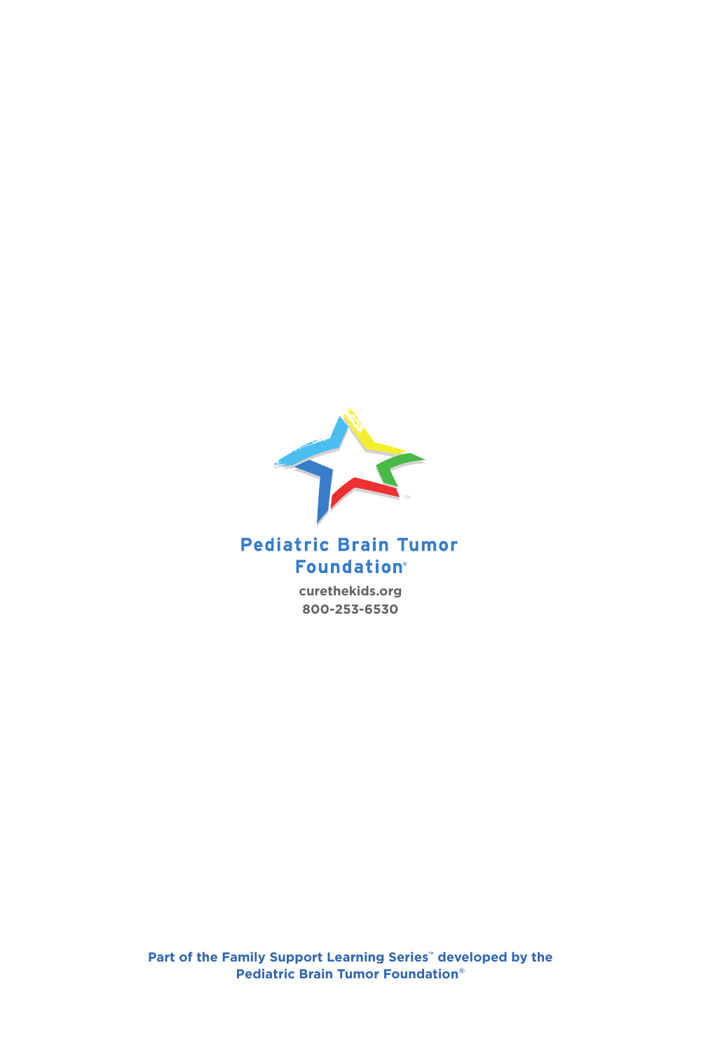**Pediatric Brain Tumor Foundation®**

curethekids.org
800-253-6530

**Part of the Family Support Learning Series™ developed by the Pediatric Brain Tumor Foundation®**